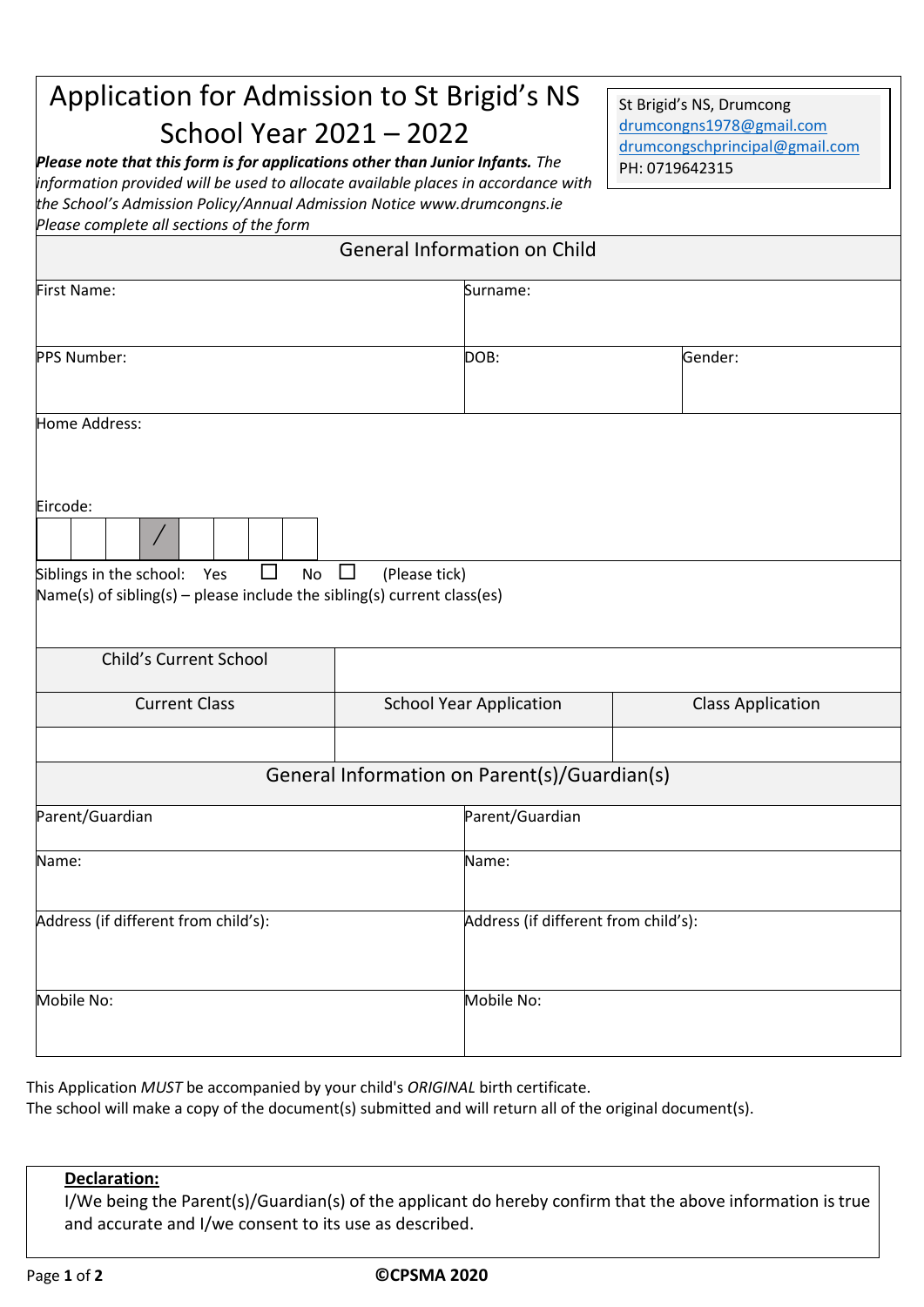# Application for Admission to St Brigid's NS School Year 2021 – 2022

St Brigid's NS, Drumcong
drumcongns1978@gmail.com
drumcongschprincipal@gmail.com
PH: 0719642315

***Please note that this form is for applications other than Junior Infants.*** *The information provided will be used to allocate available places in accordance with the School's Admission Policy/Annual Admission Notice www.drumcongns.ie*
*Please complete all sections of the form*

## General Information on Child

| First Name: | Surname: | |
|---|---|---|
| PPS Number: | DOB: | Gender: |

Home Address:

Eircode:

| | | | / | | | | |
|---|---|---|---|---|---|---|---|

Siblings in the school: Yes ☐ No ☐ (Please tick)
Name(s) of sibling(s) – please include the sibling(s) current class(es)

| Child's Current School | | |
|---|---|---|
| **Current Class** | **School Year Application** | **Class Application** |
| | | |

## General Information on Parent(s)/Guardian(s)

| Parent/Guardian | Parent/Guardian |
|---|---|
| Name: | Name: |
| Address (if different from child's): | Address (if different from child's): |
| Mobile No: | Mobile No: |

This Application *MUST* be accompanied by your child's *ORIGINAL* birth certificate.
The school will make a copy of the document(s) submitted and will return all of the original document(s).

**Declaration:**
I/We being the Parent(s)/Guardian(s) of the applicant do hereby confirm that the above information is true and accurate and I/we consent to its use as described.

**©CPSMA 2020**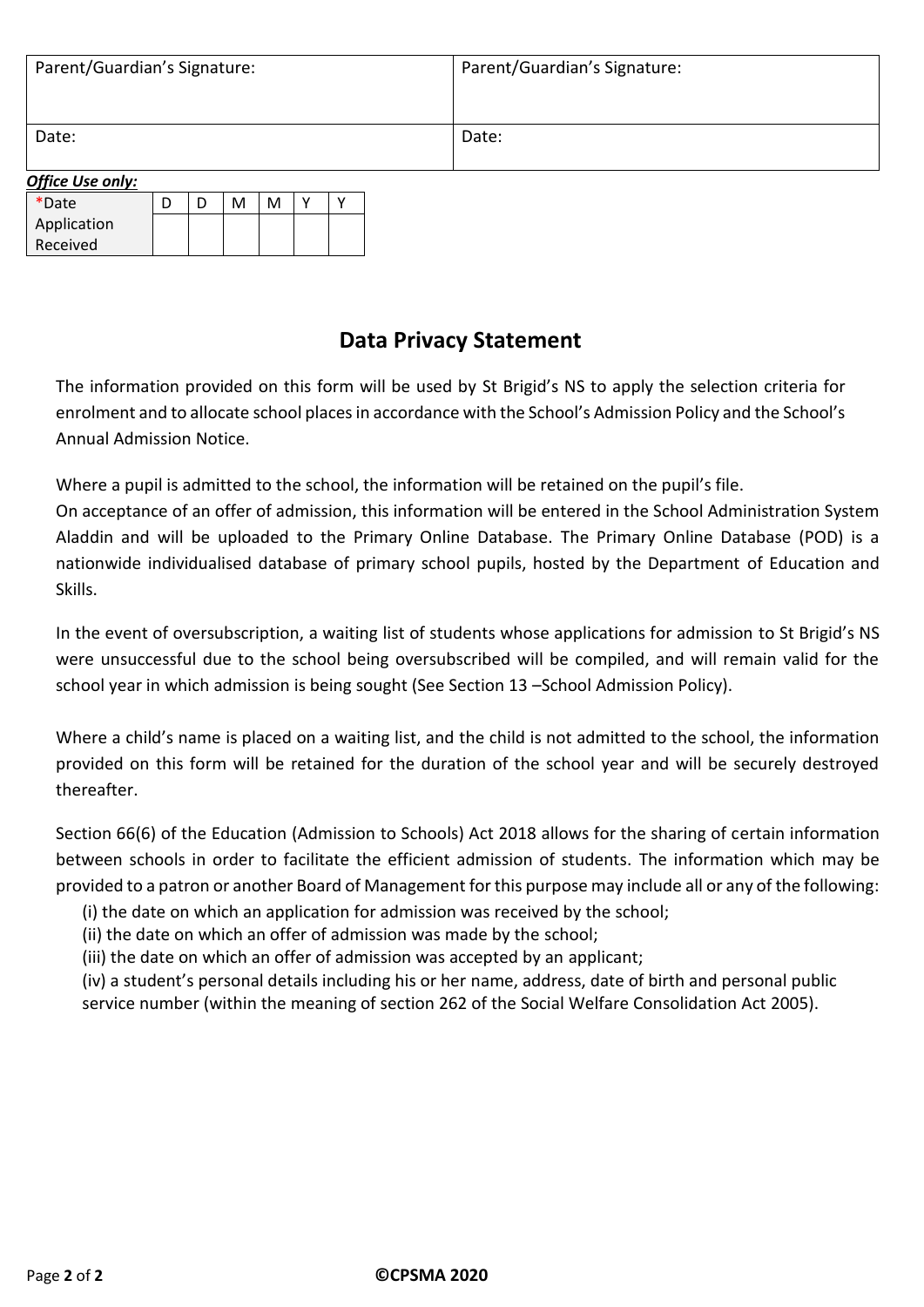| Parent/Guardian's Signature: | Parent/Guardian's Signature: |
|---|---|
| Date: | Date: |

***Office Use only:***

| *Date Application Received | D | D | M | M | Y | Y |
|---|---|---|---|---|---|---|
| | | | | | | |

## Data Privacy Statement

The information provided on this form will be used by St Brigid's NS to apply the selection criteria for enrolment and to allocate school places in accordance with the School's Admission Policy and the School's Annual Admission Notice.

Where a pupil is admitted to the school, the information will be retained on the pupil's file.
On acceptance of an offer of admission, this information will be entered in the School Administration System Aladdin and will be uploaded to the Primary Online Database. The Primary Online Database (POD) is a nationwide individualised database of primary school pupils, hosted by the Department of Education and Skills.

In the event of oversubscription, a waiting list of students whose applications for admission to St Brigid's NS were unsuccessful due to the school being oversubscribed will be compiled, and will remain valid for the school year in which admission is being sought (See Section 13 –School Admission Policy).

Where a child's name is placed on a waiting list, and the child is not admitted to the school, the information provided on this form will be retained for the duration of the school year and will be securely destroyed thereafter.

Section 66(6) of the Education (Admission to Schools) Act 2018 allows for the sharing of certain information between schools in order to facilitate the efficient admission of students. The information which may be provided to a patron or another Board of Management for this purpose may include all or any of the following:

(i) the date on which an application for admission was received by the school;
(ii) the date on which an offer of admission was made by the school;
(iii) the date on which an offer of admission was accepted by an applicant;
(iv) a student's personal details including his or her name, address, date of birth and personal public service number (within the meaning of section 262 of the Social Welfare Consolidation Act 2005).

**©CPSMA 2020**